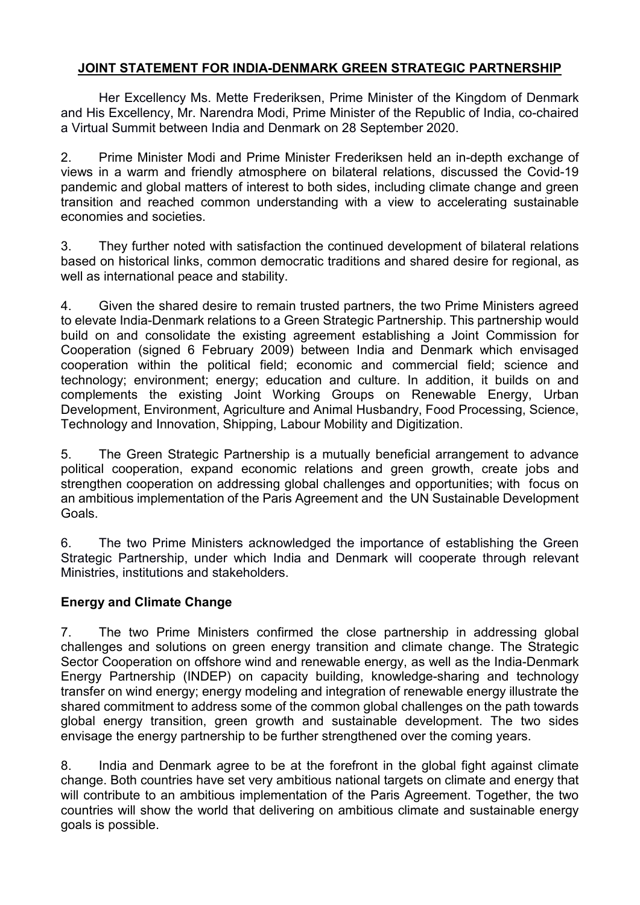# JOINT STATEMENT FOR INDIA-DENMARK GREEN STRATEGIC PARTNERSHIP

Her Excellency Ms. Mette Frederiksen, Prime Minister of the Kingdom of Denmark and His Excellency, Mr. Narendra Modi, Prime Minister of the Republic of India, co-chaired a Virtual Summit between India and Denmark on 28 September 2020.

2. Prime Minister Modi and Prime Minister Frederiksen held an in-depth exchange of views in a warm and friendly atmosphere on bilateral relations, discussed the Covid-19 pandemic and global matters of interest to both sides, including climate change and green transition and reached common understanding with a view to accelerating sustainable economies and societies.

3. They further noted with satisfaction the continued development of bilateral relations based on historical links, common democratic traditions and shared desire for regional, as well as international peace and stability.

4. Given the shared desire to remain trusted partners, the two Prime Ministers agreed to elevate India-Denmark relations to a Green Strategic Partnership. This partnership would build on and consolidate the existing agreement establishing a Joint Commission for Cooperation (signed 6 February 2009) between India and Denmark which envisaged cooperation within the political field; economic and commercial field; science and technology; environment; energy; education and culture. In addition, it builds on and complements the existing Joint Working Groups on Renewable Energy, Urban Development, Environment, Agriculture and Animal Husbandry, Food Processing, Science, Technology and Innovation, Shipping, Labour Mobility and Digitization.

5. The Green Strategic Partnership is a mutually beneficial arrangement to advance political cooperation, expand economic relations and green growth, create jobs and strengthen cooperation on addressing global challenges and opportunities; with focus on an ambitious implementation of the Paris Agreement and the UN Sustainable Development Goals.

6. The two Prime Ministers acknowledged the importance of establishing the Green Strategic Partnership, under which India and Denmark will cooperate through relevant Ministries, institutions and stakeholders.

## Energy and Climate Change

7. The two Prime Ministers confirmed the close partnership in addressing global challenges and solutions on green energy transition and climate change. The Strategic Sector Cooperation on offshore wind and renewable energy, as well as the India-Denmark Energy Partnership (INDEP) on capacity building, knowledge-sharing and technology transfer on wind energy; energy modeling and integration of renewable energy illustrate the shared commitment to address some of the common global challenges on the path towards global energy transition, green growth and sustainable development. The two sides envisage the energy partnership to be further strengthened over the coming years.

8. India and Denmark agree to be at the forefront in the global fight against climate change. Both countries have set very ambitious national targets on climate and energy that will contribute to an ambitious implementation of the Paris Agreement. Together, the two countries will show the world that delivering on ambitious climate and sustainable energy goals is possible.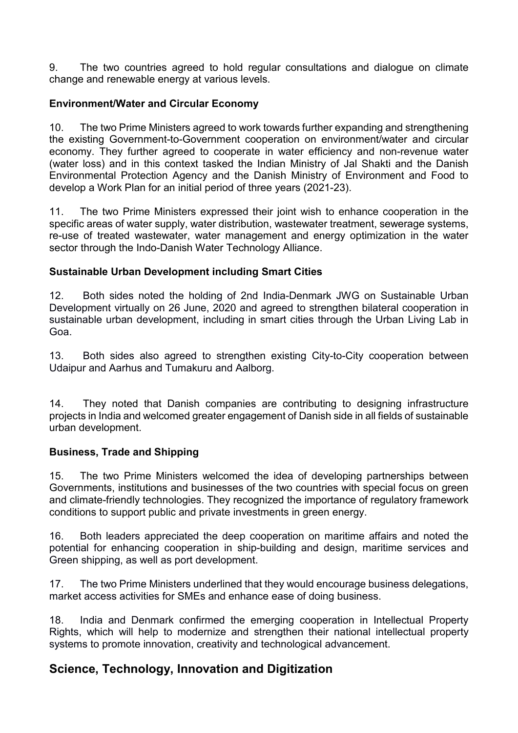9. The two countries agreed to hold regular consultations and dialogue on climate change and renewable energy at various levels.

**Environment/Water and Circular Economy**

10. The two Prime Ministers agreed to work towards further expanding and strengthening the existing Government-to-Government cooperation on environment/water and circular economy. They further agreed to cooperate in water efficiency and non-revenue water (water loss) and in this context tasked the Indian Ministry of Jal Shakti and the Danish Environmental Protection Agency and the Danish Ministry of Environment and Food to develop a Work Plan for an initial period of three years (2021-23).

11. The two Prime Ministers expressed their joint wish to enhance cooperation in the specific areas of water supply, water distribution, wastewater treatment, sewerage systems, re-use of treated wastewater, water management and energy optimization in the water sector through the Indo-Danish Water Technology Alliance.

**Sustainable Urban Development including Smart Cities**

12. Both sides noted the holding of 2nd India-Denmark JWG on Sustainable Urban Development virtually on 26 June, 2020 and agreed to strengthen bilateral cooperation in sustainable urban development, including in smart cities through the Urban Living Lab in Goa.

13. Both sides also agreed to strengthen existing City-to-City cooperation between Udaipur and Aarhus and Tumakuru and Aalborg.

14. They noted that Danish companies are contributing to designing infrastructure projects in India and welcomed greater engagement of Danish side in all fields of sustainable urban development.

**Business, Trade and Shipping**

15. The two Prime Ministers welcomed the idea of developing partnerships between Governments, institutions and businesses of the two countries with special focus on green and climate-friendly technologies. They recognized the importance of regulatory framework conditions to support public and private investments in green energy.

16. Both leaders appreciated the deep cooperation on maritime affairs and noted the potential for enhancing cooperation in ship-building and design, maritime services and Green shipping, as well as port development.

17. The two Prime Ministers underlined that they would encourage business delegations, market access activities for SMEs and enhance ease of doing business.

18. India and Denmark confirmed the emerging cooperation in Intellectual Property Rights, which will help to modernize and strengthen their national intellectual property systems to promote innovation, creativity and technological advancement.

## Science, Technology, Innovation and Digitization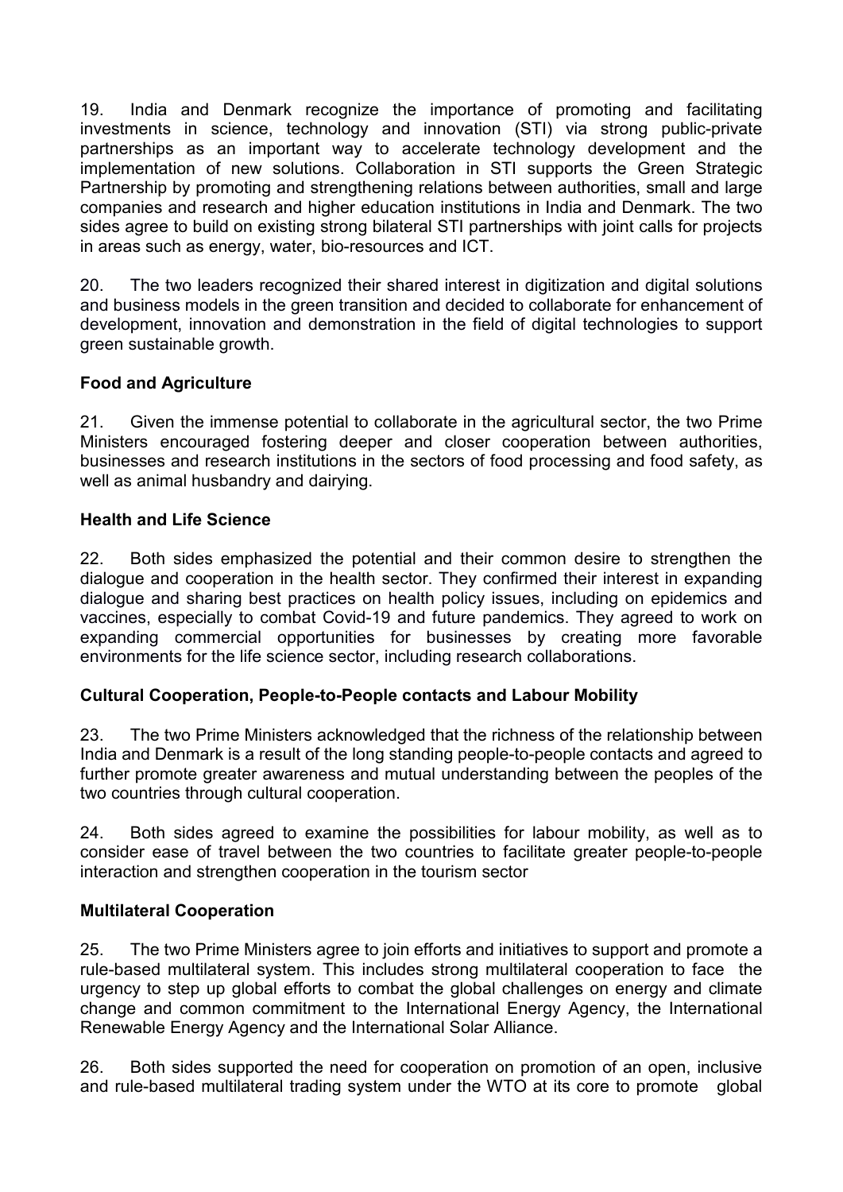19. India and Denmark recognize the importance of promoting and facilitating investments in science, technology and innovation (STI) via strong public-private partnerships as an important way to accelerate technology development and the implementation of new solutions. Collaboration in STI supports the Green Strategic Partnership by promoting and strengthening relations between authorities, small and large companies and research and higher education institutions in India and Denmark. The two sides agree to build on existing strong bilateral STI partnerships with joint calls for projects in areas such as energy, water, bio-resources and ICT.

20. The two leaders recognized their shared interest in digitization and digital solutions and business models in the green transition and decided to collaborate for enhancement of development, innovation and demonstration in the field of digital technologies to support green sustainable growth.

**Food and Agriculture**

21. Given the immense potential to collaborate in the agricultural sector, the two Prime Ministers encouraged fostering deeper and closer cooperation between authorities, businesses and research institutions in the sectors of food processing and food safety, as well as animal husbandry and dairying.

**Health and Life Science**

22. Both sides emphasized the potential and their common desire to strengthen the dialogue and cooperation in the health sector. They confirmed their interest in expanding dialogue and sharing best practices on health policy issues, including on epidemics and vaccines, especially to combat Covid-19 and future pandemics. They agreed to work on expanding commercial opportunities for businesses by creating more favorable environments for the life science sector, including research collaborations.

**Cultural Cooperation, People-to-People contacts and Labour Mobility**

23. The two Prime Ministers acknowledged that the richness of the relationship between India and Denmark is a result of the long standing people-to-people contacts and agreed to further promote greater awareness and mutual understanding between the peoples of the two countries through cultural cooperation.

24. Both sides agreed to examine the possibilities for labour mobility, as well as to consider ease of travel between the two countries to facilitate greater people-to-people interaction and strengthen cooperation in the tourism sector

**Multilateral Cooperation**

25. The two Prime Ministers agree to join efforts and initiatives to support and promote a rule-based multilateral system. This includes strong multilateral cooperation to face the urgency to step up global efforts to combat the global challenges on energy and climate change and common commitment to the International Energy Agency, the International Renewable Energy Agency and the International Solar Alliance.

26. Both sides supported the need for cooperation on promotion of an open, inclusive and rule-based multilateral trading system under the WTO at its core to promote global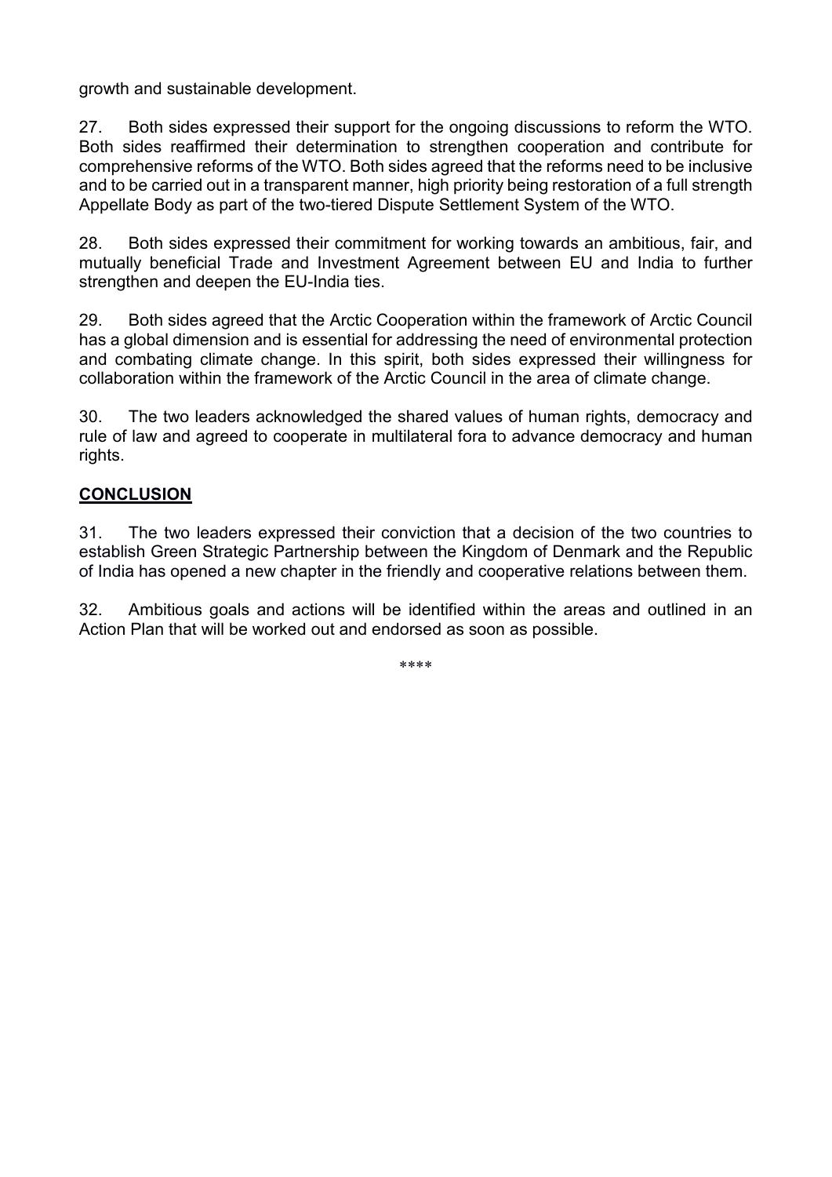growth and sustainable development.

27. Both sides expressed their support for the ongoing discussions to reform the WTO. Both sides reaffirmed their determination to strengthen cooperation and contribute for comprehensive reforms of the WTO. Both sides agreed that the reforms need to be inclusive and to be carried out in a transparent manner, high priority being restoration of a full strength Appellate Body as part of the two-tiered Dispute Settlement System of the WTO.

28. Both sides expressed their commitment for working towards an ambitious, fair, and mutually beneficial Trade and Investment Agreement between EU and India to further strengthen and deepen the EU-India ties.

29. Both sides agreed that the Arctic Cooperation within the framework of Arctic Council has a global dimension and is essential for addressing the need of environmental protection and combating climate change. In this spirit, both sides expressed their willingness for collaboration within the framework of the Arctic Council in the area of climate change.

30. The two leaders acknowledged the shared values of human rights, democracy and rule of law and agreed to cooperate in multilateral fora to advance democracy and human rights.

## CONCLUSION

31. The two leaders expressed their conviction that a decision of the two countries to establish Green Strategic Partnership between the Kingdom of Denmark and the Republic of India has opened a new chapter in the friendly and cooperative relations between them.

32. Ambitious goals and actions will be identified within the areas and outlined in an Action Plan that will be worked out and endorsed as soon as possible.

****